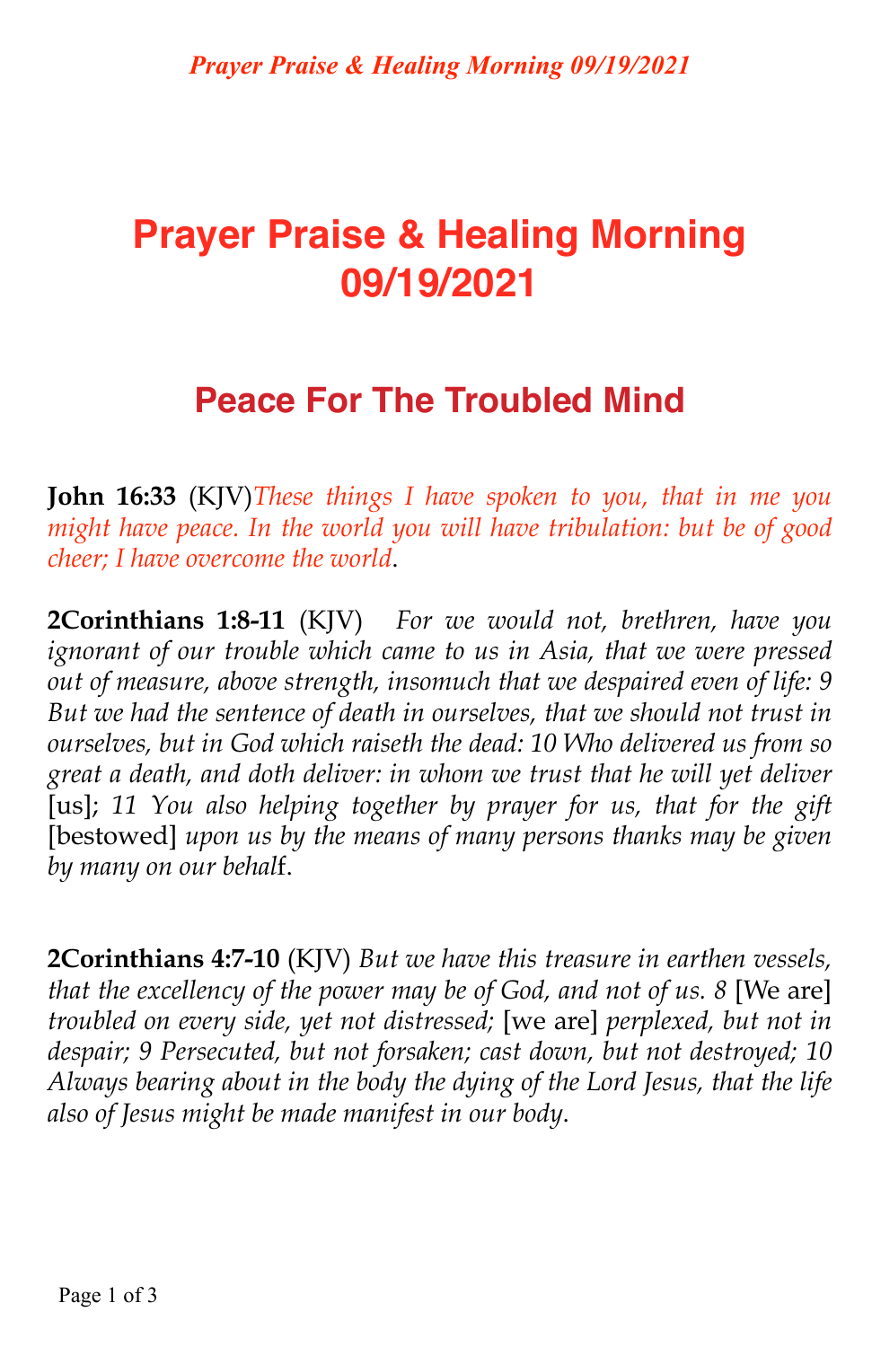# Prayer Praise & Healing Morning 09/19/2021

## Peace For The Troubled Mind

**John 16:33** (KJV)*These things I have spoken to you, that in me you might have peace. In the world you will have tribulation: but be of good cheer; I have overcome the world*.

**2Corinthians 1:8-11** (KJV) *For we would not, brethren, have you ignorant of our trouble which came to us in Asia, that we were pressed out of measure, above strength, insomuch that we despaired even of life: 9 But we had the sentence of death in ourselves, that we should not trust in ourselves, but in God which raiseth the dead: 10 Who delivered us from so great a death, and doth deliver: in whom we trust that he will yet deliver* [us]; *11 You also helping together by prayer for us, that for the gift* [bestowed] *upon us by the means of many persons thanks may be given by many on our behal*f.

**2Corinthians 4:7-10** (KJV) *But we have this treasure in earthen vessels, that the excellency of the power may be of God, and not of us. 8* [We are] *troubled on every side, yet not distressed;* [we are] *perplexed, but not in despair; 9 Persecuted, but not forsaken; cast down, but not destroyed; 10 Always bearing about in the body the dying of the Lord Jesus, that the life also of Jesus might be made manifest in our body.*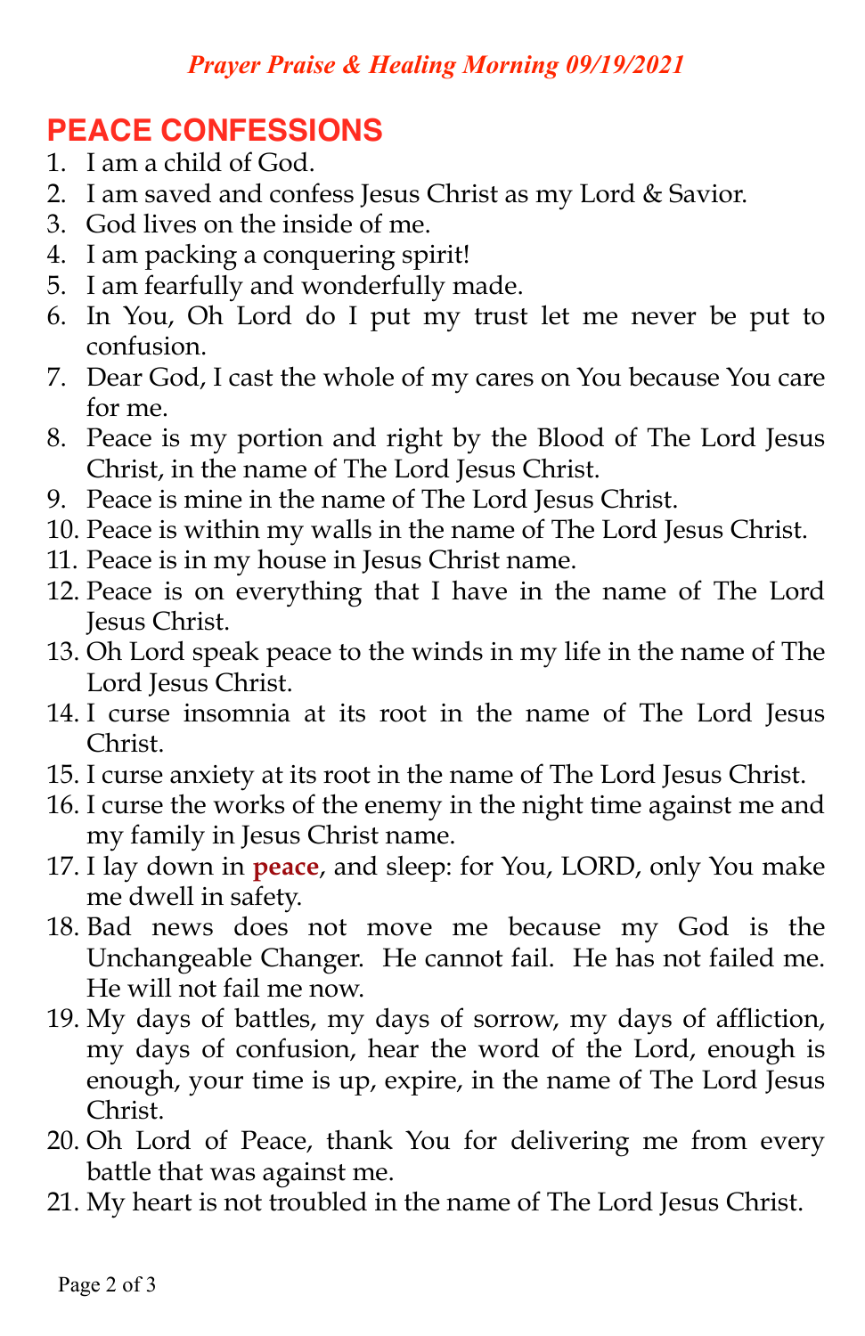*Prayer Praise & Healing Morning 09/19/2021*

## PEACE CONFESSIONS

1. I am a child of God.
2. I am saved and confess Jesus Christ as my Lord & Savior.
3. God lives on the inside of me.
4. I am packing a conquering spirit!
5. I am fearfully and wonderfully made.
6. In You, Oh Lord do I put my trust let me never be put to confusion.
7. Dear God, I cast the whole of my cares on You because You care for me.
8. Peace is my portion and right by the Blood of The Lord Jesus Christ, in the name of The Lord Jesus Christ.
9. Peace is mine in the name of The Lord Jesus Christ.
10. Peace is within my walls in the name of The Lord Jesus Christ.
11. Peace is in my house in Jesus Christ name.
12. Peace is on everything that I have in the name of The Lord Jesus Christ.
13. Oh Lord speak peace to the winds in my life in the name of The Lord Jesus Christ.
14. I curse insomnia at its root in the name of The Lord Jesus Christ.
15. I curse anxiety at its root in the name of The Lord Jesus Christ.
16. I curse the works of the enemy in the night time against me and my family in Jesus Christ name.
17. I lay down in **peace**, and sleep: for You, LORD, only You make me dwell in safety.
18. Bad news does not move me because my God is the Unchangeable Changer. He cannot fail. He has not failed me. He will not fail me now.
19. My days of battles, my days of sorrow, my days of affliction, my days of confusion, hear the word of the Lord, enough is enough, your time is up, expire, in the name of The Lord Jesus Christ.
20. Oh Lord of Peace, thank You for delivering me from every battle that was against me.
21. My heart is not troubled in the name of The Lord Jesus Christ.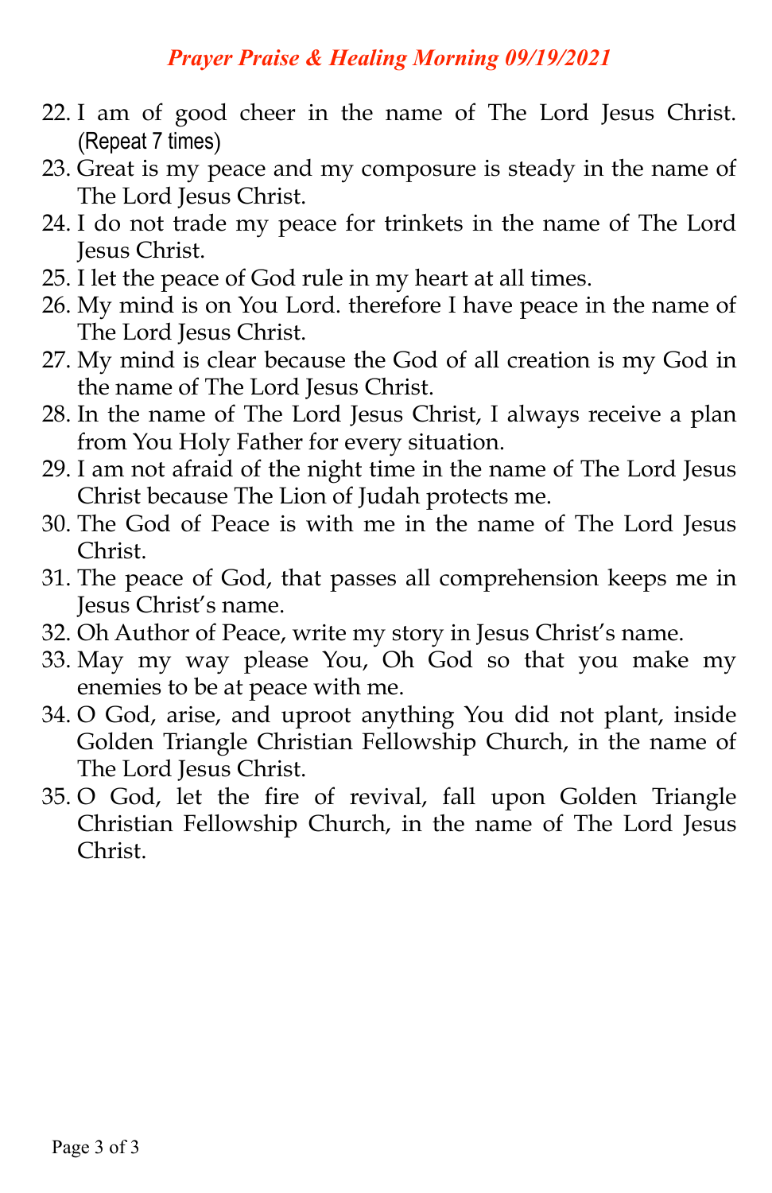*Prayer Praise & Healing Morning 09/19/2021*

22. I am of good cheer in the name of The Lord Jesus Christ. (Repeat 7 times)
23. Great is my peace and my composure is steady in the name of The Lord Jesus Christ.
24. I do not trade my peace for trinkets in the name of The Lord Jesus Christ.
25. I let the peace of God rule in my heart at all times.
26. My mind is on You Lord. therefore I have peace in the name of The Lord Jesus Christ.
27. My mind is clear because the God of all creation is my God in the name of The Lord Jesus Christ.
28. In the name of The Lord Jesus Christ, I always receive a plan from You Holy Father for every situation.
29. I am not afraid of the night time in the name of The Lord Jesus Christ because The Lion of Judah protects me.
30. The God of Peace is with me in the name of The Lord Jesus Christ.
31. The peace of God, that passes all comprehension keeps me in Jesus Christ's name.
32. Oh Author of Peace, write my story in Jesus Christ's name.
33. May my way please You, Oh God so that you make my enemies to be at peace with me.
34. O God, arise, and uproot anything You did not plant, inside Golden Triangle Christian Fellowship Church, in the name of The Lord Jesus Christ.
35. O God, let the fire of revival, fall upon Golden Triangle Christian Fellowship Church, in the name of The Lord Jesus Christ.